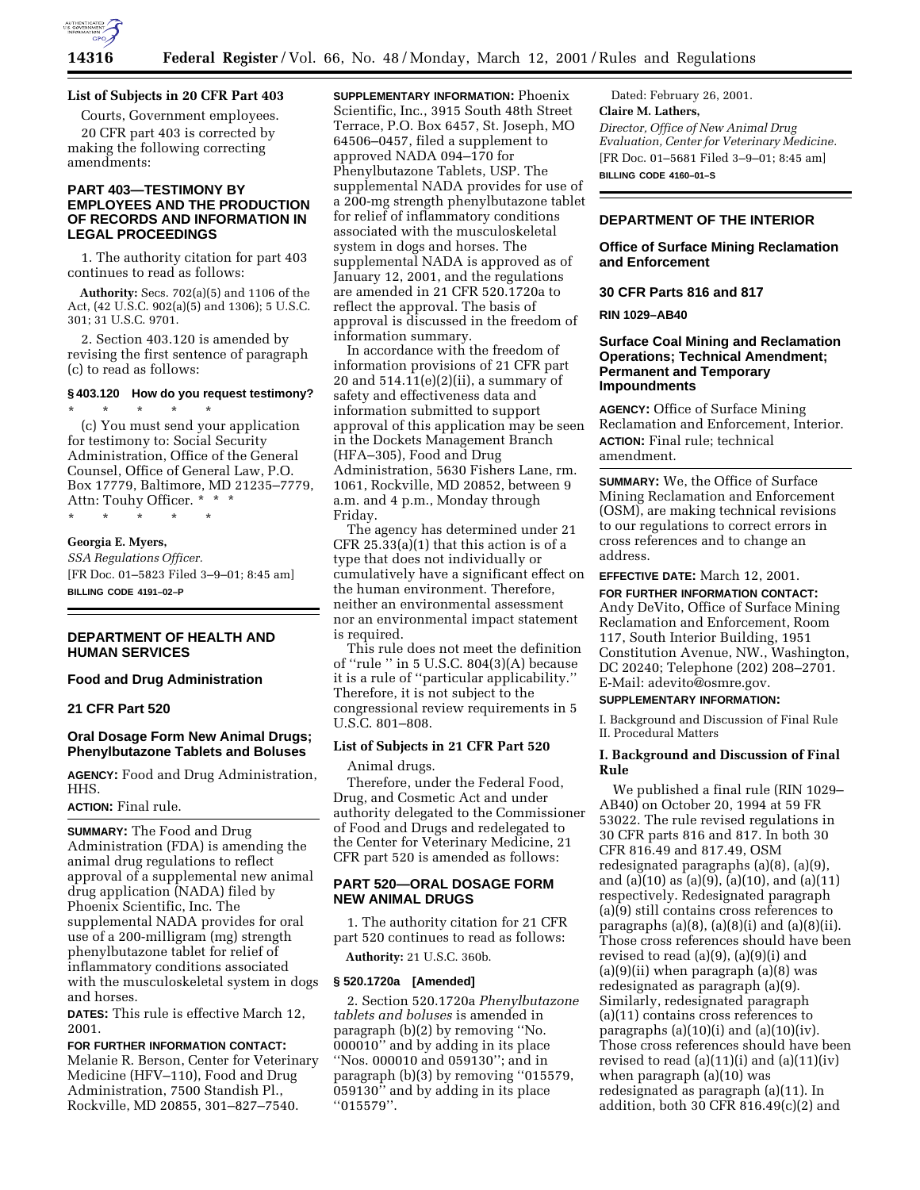**List of Subjects in 20 CFR Part 403**

Courts, Government employees.

20 CFR part 403 is corrected by making the following correcting amendments:

## PART 403—TESTIMONY BY EMPLOYEES AND THE PRODUCTION OF RECORDS AND INFORMATION IN LEGAL PROCEEDINGS

1. The authority citation for part 403 continues to read as follows:

**Authority:** Secs. 702(a)(5) and 1106 of the Act, (42 U.S.C. 902(a)(5) and 1306); 5 U.S.C. 301; 31 U.S.C. 9701.

2. Section 403.120 is amended by revising the first sentence of paragraph (c) to read as follows:

**§ 403.120 How do you request testimony?**

\* \* \* \* \*

(c) You must send your application for testimony to: Social Security Administration, Office of the General Counsel, Office of General Law, P.O. Box 17779, Baltimore, MD 21235–7779, Attn: Touhy Officer. \* \* \*

\* \* \* \* \*

**Georgia E. Myers,**

*SSA Regulations Officer.*

[FR Doc. 01–5823 Filed 3–9–01; 8:45 am]

**BILLING CODE 4191–02–P**

---

## DEPARTMENT OF HEALTH AND HUMAN SERVICES

### Food and Drug Administration

### 21 CFR Part 520

### Oral Dosage Form New Animal Drugs; Phenylbutazone Tablets and Boluses

**AGENCY:** Food and Drug Administration, HHS.

**ACTION:** Final rule.

**SUMMARY:** The Food and Drug Administration (FDA) is amending the animal drug regulations to reflect approval of a supplemental new animal drug application (NADA) filed by Phoenix Scientific, Inc. The supplemental NADA provides for oral use of a 200-milligram (mg) strength phenylbutazone tablet for relief of inflammatory conditions associated with the musculoskeletal system in dogs and horses.

**DATES:** This rule is effective March 12, 2001.

**FOR FURTHER INFORMATION CONTACT:** Melanie R. Berson, Center for Veterinary Medicine (HFV–110), Food and Drug Administration, 7500 Standish Pl., Rockville, MD 20855, 301–827–7540.

**SUPPLEMENTARY INFORMATION:** Phoenix Scientific, Inc., 3915 South 48th Street Terrace, P.O. Box 6457, St. Joseph, MO 64506–0457, filed a supplement to approved NADA 094–170 for Phenylbutazone Tablets, USP. The supplemental NADA provides for use of a 200-mg strength phenylbutazone tablet for relief of inflammatory conditions associated with the musculoskeletal system in dogs and horses. The supplemental NADA is approved as of January 12, 2001, and the regulations are amended in 21 CFR 520.1720a to reflect the approval. The basis of approval is discussed in the freedom of information summary.

In accordance with the freedom of information provisions of 21 CFR part 20 and 514.11(e)(2)(ii), a summary of safety and effectiveness data and information submitted to support approval of this application may be seen in the Dockets Management Branch (HFA–305), Food and Drug Administration, 5630 Fishers Lane, rm. 1061, Rockville, MD 20852, between 9 a.m. and 4 p.m., Monday through Friday.

The agency has determined under 21 CFR 25.33(a)(1) that this action is of a type that does not individually or cumulatively have a significant effect on the human environment. Therefore, neither an environmental assessment nor an environmental impact statement is required.

This rule does not meet the definition of ''rule '' in 5 U.S.C. 804(3)(A) because it is a rule of ''particular applicability.'' Therefore, it is not subject to the congressional review requirements in 5 U.S.C. 801–808.

**List of Subjects in 21 CFR Part 520**

Animal drugs.

Therefore, under the Federal Food, Drug, and Cosmetic Act and under authority delegated to the Commissioner of Food and Drugs and redelegated to the Center for Veterinary Medicine, 21 CFR part 520 is amended as follows:

## PART 520—ORAL DOSAGE FORM NEW ANIMAL DRUGS

1. The authority citation for 21 CFR part 520 continues to read as follows:

**Authority:** 21 U.S.C. 360b.

**§ 520.1720a [Amended]**

2. Section 520.1720a *Phenylbutazone tablets and boluses* is amended in paragraph (b)(2) by removing ''No. 000010'' and by adding in its place ''Nos. 000010 and 059130''; and in paragraph (b)(3) by removing ''015579, 059130'' and by adding in its place ''015579''.

Dated: February 26, 2001.

**Claire M. Lathers,**

*Director, Office of New Animal Drug Evaluation, Center for Veterinary Medicine.*

[FR Doc. 01–5681 Filed 3–9–01; 8:45 am]

**BILLING CODE 4160–01–S**

---

## DEPARTMENT OF THE INTERIOR

### Office of Surface Mining Reclamation and Enforcement

### 30 CFR Parts 816 and 817

**RIN 1029–AB40**

### Surface Coal Mining and Reclamation Operations; Technical Amendment; Permanent and Temporary Impoundments

**AGENCY:** Office of Surface Mining Reclamation and Enforcement, Interior.

**ACTION:** Final rule; technical amendment.

**SUMMARY:** We, the Office of Surface Mining Reclamation and Enforcement (OSM), are making technical revisions to our regulations to correct errors in cross references and to change an address.

**EFFECTIVE DATE:** March 12, 2001.

**FOR FURTHER INFORMATION CONTACT:** Andy DeVito, Office of Surface Mining Reclamation and Enforcement, Room 117, South Interior Building, 1951 Constitution Avenue, NW., Washington, DC 20240; Telephone (202) 208–2701. E-Mail: adevito@osmre.gov.

**SUPPLEMENTARY INFORMATION:**

I. Background and Discussion of Final Rule
II. Procedural Matters

### I. Background and Discussion of Final Rule

We published a final rule (RIN 1029–AB40) on October 20, 1994 at 59 FR 53022. The rule revised regulations in 30 CFR parts 816 and 817. In both 30 CFR 816.49 and 817.49, OSM redesignated paragraphs (a)(8), (a)(9), and (a)(10) as (a)(9), (a)(10), and (a)(11) respectively. Redesignated paragraph (a)(9) still contains cross references to paragraphs (a)(8), (a)(8)(i) and (a)(8)(ii). Those cross references should have been revised to read (a)(9), (a)(9)(i) and (a)(9)(ii) when paragraph (a)(8) was redesignated as paragraph (a)(9). Similarly, redesignated paragraph (a)(11) contains cross references to paragraphs (a)(10)(i) and (a)(10)(iv). Those cross references should have been revised to read (a)(11)(i) and (a)(11)(iv) when paragraph (a)(10) was redesignated as paragraph (a)(11). In addition, both 30 CFR 816.49(c)(2) and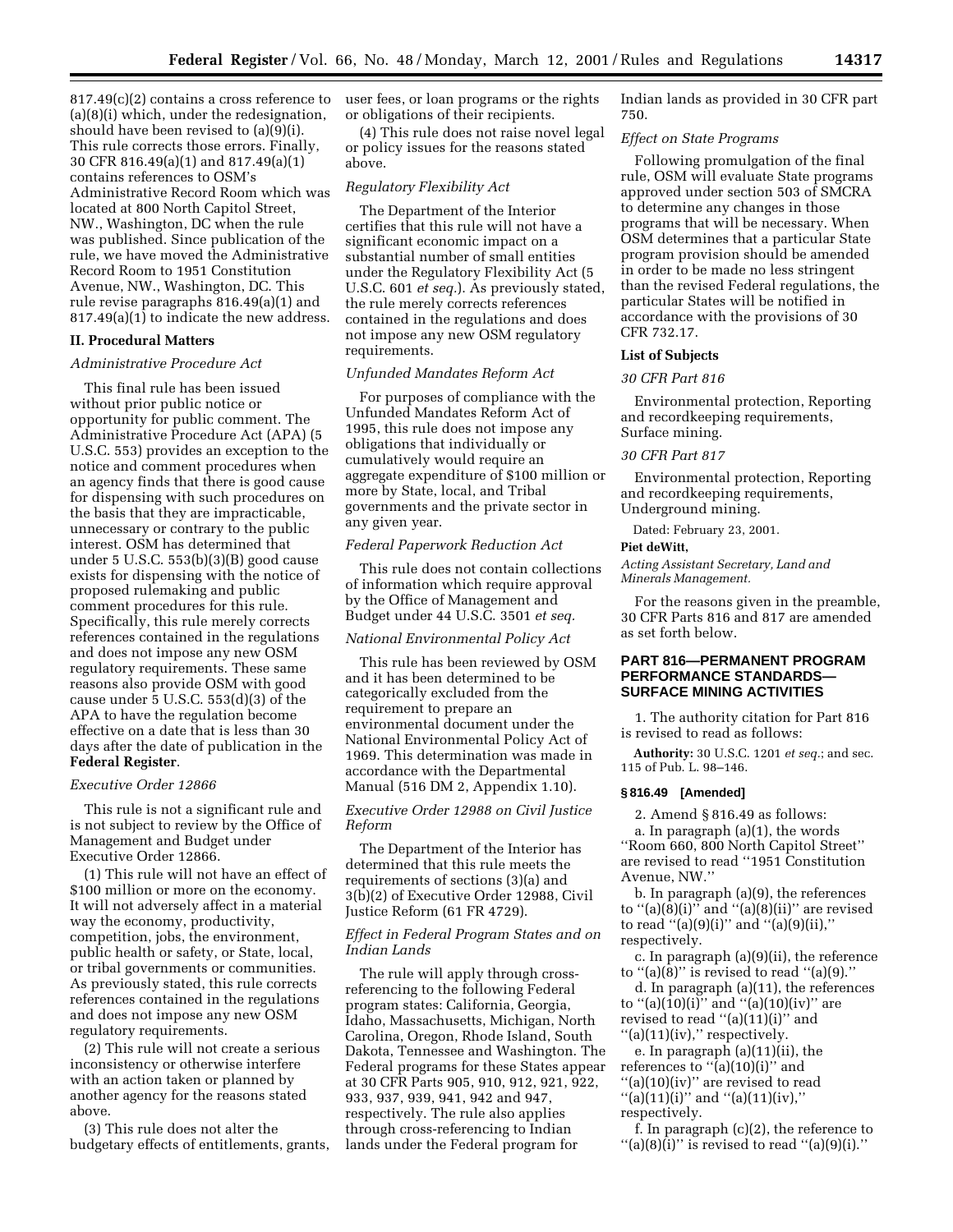817.49(c)(2) contains a cross reference to (a)(8)(i) which, under the redesignation, should have been revised to (a)(9)(i). This rule corrects those errors. Finally, 30 CFR 816.49(a)(1) and 817.49(a)(1) contains references to OSM's Administrative Record Room which was located at 800 North Capitol Street, NW., Washington, DC when the rule was published. Since publication of the rule, we have moved the Administrative Record Room to 1951 Constitution Avenue, NW., Washington, DC. This rule revise paragraphs 816.49(a)(1) and 817.49(a)(1) to indicate the new address.

## II. Procedural Matters

*Administrative Procedure Act*

This final rule has been issued without prior public notice or opportunity for public comment. The Administrative Procedure Act (APA) (5 U.S.C. 553) provides an exception to the notice and comment procedures when an agency finds that there is good cause for dispensing with such procedures on the basis that they are impracticable, unnecessary or contrary to the public interest. OSM has determined that under 5 U.S.C. 553(b)(3)(B) good cause exists for dispensing with the notice of proposed rulemaking and public comment procedures for this rule. Specifically, this rule merely corrects references contained in the regulations and does not impose any new OSM regulatory requirements. These same reasons also provide OSM with good cause under 5 U.S.C. 553(d)(3) of the APA to have the regulation become effective on a date that is less than 30 days after the date of publication in the **Federal Register**.

*Executive Order 12866*

This rule is not a significant rule and is not subject to review by the Office of Management and Budget under Executive Order 12866.

(1) This rule will not have an effect of $100 million or more on the economy. It will not adversely affect in a material way the economy, productivity, competition, jobs, the environment, public health or safety, or State, local, or tribal governments or communities. As previously stated, this rule corrects references contained in the regulations and does not impose any new OSM regulatory requirements.

(2) This rule will not create a serious inconsistency or otherwise interfere with an action taken or planned by another agency for the reasons stated above.

(3) This rule does not alter the budgetary effects of entitlements, grants, user fees, or loan programs or the rights or obligations of their recipients.

(4) This rule does not raise novel legal or policy issues for the reasons stated above.

*Regulatory Flexibility Act*

The Department of the Interior certifies that this rule will not have a significant economic impact on a substantial number of small entities under the Regulatory Flexibility Act (5 U.S.C. 601 *et seq.*). As previously stated, the rule merely corrects references contained in the regulations and does not impose any new OSM regulatory requirements.

*Unfunded Mandates Reform Act*

For purposes of compliance with the Unfunded Mandates Reform Act of 1995, this rule does not impose any obligations that individually or cumulatively would require an aggregate expenditure of $100 million or more by State, local, and Tribal governments and the private sector in any given year.

*Federal Paperwork Reduction Act*

This rule does not contain collections of information which require approval by the Office of Management and Budget under 44 U.S.C. 3501 *et seq.*

*National Environmental Policy Act*

This rule has been reviewed by OSM and it has been determined to be categorically excluded from the requirement to prepare an environmental document under the National Environmental Policy Act of 1969. This determination was made in accordance with the Departmental Manual (516 DM 2, Appendix 1.10).

*Executive Order 12988 on Civil Justice Reform*

The Department of the Interior has determined that this rule meets the requirements of sections (3)(a) and 3(b)(2) of Executive Order 12988, Civil Justice Reform (61 FR 4729).

*Effect in Federal Program States and on Indian Lands*

The rule will apply through cross-referencing to the following Federal program states: California, Georgia, Idaho, Massachusetts, Michigan, North Carolina, Oregon, Rhode Island, South Dakota, Tennessee and Washington. The Federal programs for these States appear at 30 CFR Parts 905, 910, 912, 921, 922, 933, 937, 939, 941, 942 and 947, respectively. The rule also applies through cross-referencing to Indian lands under the Federal program for Indian lands as provided in 30 CFR part 750.

*Effect on State Programs*

Following promulgation of the final rule, OSM will evaluate State programs approved under section 503 of SMCRA to determine any changes in those programs that will be necessary. When OSM determines that a particular State program provision should be amended in order to be made no less stringent than the revised Federal regulations, the particular States will be notified in accordance with the provisions of 30 CFR 732.17.

**List of Subjects**

*30 CFR Part 816*

Environmental protection, Reporting and recordkeeping requirements, Surface mining.

*30 CFR Part 817*

Environmental protection, Reporting and recordkeeping requirements, Underground mining.

Dated: February 23, 2001.

**Piet deWitt,**

*Acting Assistant Secretary, Land and Minerals Management.*

For the reasons given in the preamble, 30 CFR Parts 816 and 817 are amended as set forth below.

## PART 816—PERMANENT PROGRAM PERFORMANCE STANDARDS—SURFACE MINING ACTIVITIES

1. The authority citation for Part 816 is revised to read as follows:

**Authority:** 30 U.S.C. 1201 *et seq.*; and sec. 115 of Pub. L. 98–146.

### § 816.49 [Amended]

2. Amend § 816.49 as follows:

a. In paragraph (a)(1), the words ''Room 660, 800 North Capitol Street'' are revised to read ''1951 Constitution Avenue, NW.''

b. In paragraph (a)(9), the references to ''(a)(8)(i)'' and ''(a)(8)(ii)'' are revised to read ''(a)(9)(i)'' and ''(a)(9)(ii),'' respectively.

c. In paragraph (a)(9)(ii), the reference to ''(a)(8)'' is revised to read ''(a)(9).''

d. In paragraph (a)(11), the references to ''(a)(10)(i)'' and ''(a)(10)(iv)'' are revised to read ''(a)(11)(i)'' and ''(a)(11)(iv),'' respectively.

e. In paragraph (a)(11)(ii), the references to ''(a)(10)(i)'' and ''(a)(10)(iv)'' are revised to read ''(a)(11)(i)'' and ''(a)(11)(iv),'' respectively.

f. In paragraph (c)(2), the reference to ''(a)(8)(i)'' is revised to read ''(a)(9)(i).''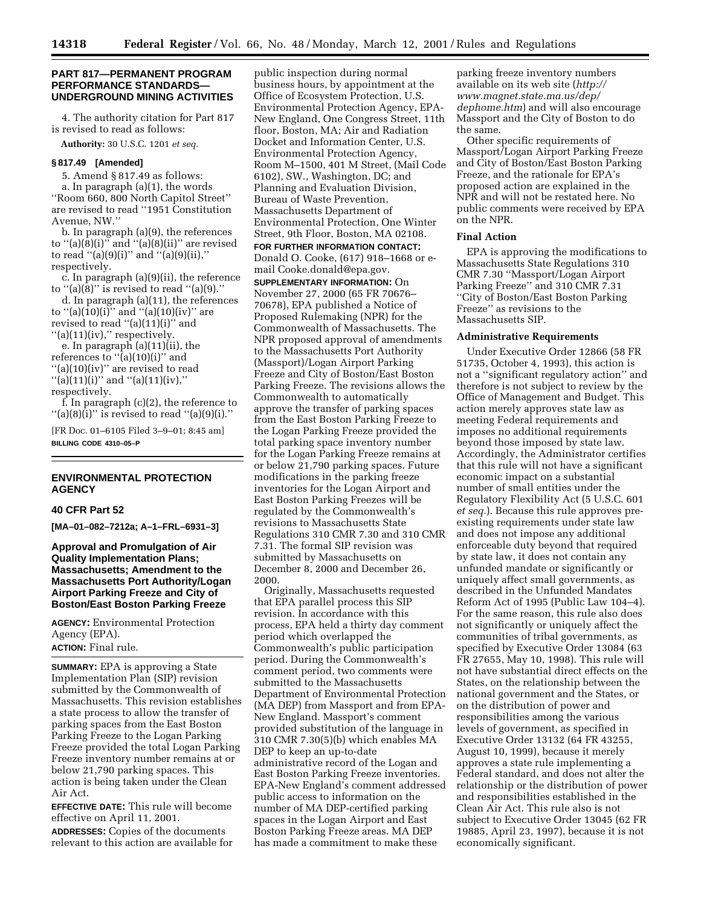## PART 817—PERMANENT PROGRAM PERFORMANCE STANDARDS—UNDERGROUND MINING ACTIVITIES

4. The authority citation for Part 817 is revised to read as follows:

**Authority:** 30 U.S.C. 1201 *et seq.*

### § 817.49 [Amended]

5. Amend § 817.49 as follows:

a. In paragraph (a)(1), the words ''Room 660, 800 North Capitol Street'' are revised to read ''1951 Constitution Avenue, NW.''

b. In paragraph (a)(9), the references to ''(a)(8)(i)'' and ''(a)(8)(ii)'' are revised to read ''(a)(9)(i)'' and ''(a)(9)(ii),'' respectively.

c. In paragraph (a)(9)(ii), the reference to ''(a)(8)'' is revised to read ''(a)(9).''

d. In paragraph (a)(11), the references to ''(a)(10)(i)'' and ''(a)(10)(iv)'' are revised to read ''(a)(11)(i)'' and ''(a)(11)(iv),'' respectively.

e. In paragraph (a)(11)(ii), the references to ''(a)(10)(i)'' and ''(a)(10)(iv)'' are revised to read ''(a)(11)(i)'' and ''(a)(11)(iv),'' respectively.

f. In paragraph (c)(2), the reference to ''(a)(8)(i)'' is revised to read ''(a)(9)(i).''

[FR Doc. 01–6105 Filed 3–9–01; 8:45 am]

**BILLING CODE 4310–05–P**

---

## ENVIRONMENTAL PROTECTION AGENCY

### 40 CFR Part 52

**[MA–01–082–7212a; A–1–FRL–6931–3]**

### Approval and Promulgation of Air Quality Implementation Plans; Massachusetts; Amendment to the Massachusetts Port Authority/Logan Airport Parking Freeze and City of Boston/East Boston Parking Freeze

**AGENCY:** Environmental Protection Agency (EPA).

**ACTION:** Final rule.

**SUMMARY:** EPA is approving a State Implementation Plan (SIP) revision submitted by the Commonwealth of Massachusetts. This revision establishes a state process to allow the transfer of parking spaces from the East Boston Parking Freeze to the Logan Parking Freeze provided the total Logan Parking Freeze inventory number remains at or below 21,790 parking spaces. This action is being taken under the Clean Air Act.

**EFFECTIVE DATE:** This rule will become effective on April 11, 2001.

**ADDRESSES:** Copies of the documents relevant to this action are available for public inspection during normal business hours, by appointment at the Office of Ecosystem Protection, U.S. Environmental Protection Agency, EPA-New England, One Congress Street, 11th floor, Boston, MA; Air and Radiation Docket and Information Center, U.S. Environmental Protection Agency, Room M–1500, 401 M Street, (Mail Code 6102), SW., Washington, DC; and Planning and Evaluation Division, Bureau of Waste Prevention, Massachusetts Department of Environmental Protection, One Winter Street, 9th Floor, Boston, MA 02108.

**FOR FURTHER INFORMATION CONTACT:** Donald O. Cooke, (617) 918–1668 or e-mail Cooke.donald@epa.gov.

**SUPPLEMENTARY INFORMATION:** On November 27, 2000 (65 FR 70676–70678), EPA published a Notice of Proposed Rulemaking (NPR) for the Commonwealth of Massachusetts. The NPR proposed approval of amendments to the Massachusetts Port Authority (Massport)/Logan Airport Parking Freeze and City of Boston/East Boston Parking Freeze. The revisions allows the Commonwealth to automatically approve the transfer of parking spaces from the East Boston Parking Freeze to the Logan Parking Freeze provided the total parking space inventory number for the Logan Parking Freeze remains at or below 21,790 parking spaces. Future modifications in the parking freeze inventories for the Logan Airport and East Boston Parking Freezes will be regulated by the Commonwealth's revisions to Massachusetts State Regulations 310 CMR 7.30 and 310 CMR 7.31. The formal SIP revision was submitted by Massachusetts on December 8, 2000 and December 26, 2000.

Originally, Massachusetts requested that EPA parallel process this SIP revision. In accordance with this process, EPA held a thirty day comment period which overlapped the Commonwealth's public participation period. During the Commonwealth's comment period, two comments were submitted to the Massachusetts Department of Environmental Protection (MA DEP) from Massport and from EPA-New England. Massport's comment provided substitution of the language in 310 CMR 7.30(5)(b) which enables MA DEP to keep an up-to-date administrative record of the Logan and East Boston Parking Freeze inventories. EPA-New England's comment addressed public access to information on the number of MA DEP-certified parking spaces in the Logan Airport and East Boston Parking Freeze areas. MA DEP has made a commitment to make these parking freeze inventory numbers available on its web site (*http://www.magnet.state.ma.us/dep/dephome.htm*) and will also encourage Massport and the City of Boston to do the same.

Other specific requirements of Massport/Logan Airport Parking Freeze and City of Boston/East Boston Parking Freeze, and the rationale for EPA's proposed action are explained in the NPR and will not be restated here. No public comments were received by EPA on the NPR.

#### Final Action

EPA is approving the modifications to Massachusetts State Regulations 310 CMR 7.30 ''Massport/Logan Airport Parking Freeze'' and 310 CMR 7.31 ''City of Boston/East Boston Parking Freeze'' as revisions to the Massachusetts SIP.

#### Administrative Requirements

Under Executive Order 12866 (58 FR 51735, October 4, 1993), this action is not a ''significant regulatory action'' and therefore is not subject to review by the Office of Management and Budget. This action merely approves state law as meeting Federal requirements and imposes no additional requirements beyond those imposed by state law. Accordingly, the Administrator certifies that this rule will not have a significant economic impact on a substantial number of small entities under the Regulatory Flexibility Act (5 U.S.C. 601 *et seq.*). Because this rule approves pre-existing requirements under state law and does not impose any additional enforceable duty beyond that required by state law, it does not contain any unfunded mandate or significantly or uniquely affect small governments, as described in the Unfunded Mandates Reform Act of 1995 (Public Law 104–4). For the same reason, this rule also does not significantly or uniquely affect the communities of tribal governments, as specified by Executive Order 13084 (63 FR 27655, May 10, 1998). This rule will not have substantial direct effects on the States, on the relationship between the national government and the States, or on the distribution of power and responsibilities among the various levels of government, as specified in Executive Order 13132 (64 FR 43255, August 10, 1999), because it merely approves a state rule implementing a Federal standard, and does not alter the relationship or the distribution of power and responsibilities established in the Clean Air Act. This rule also is not subject to Executive Order 13045 (62 FR 19885, April 23, 1997), because it is not economically significant.